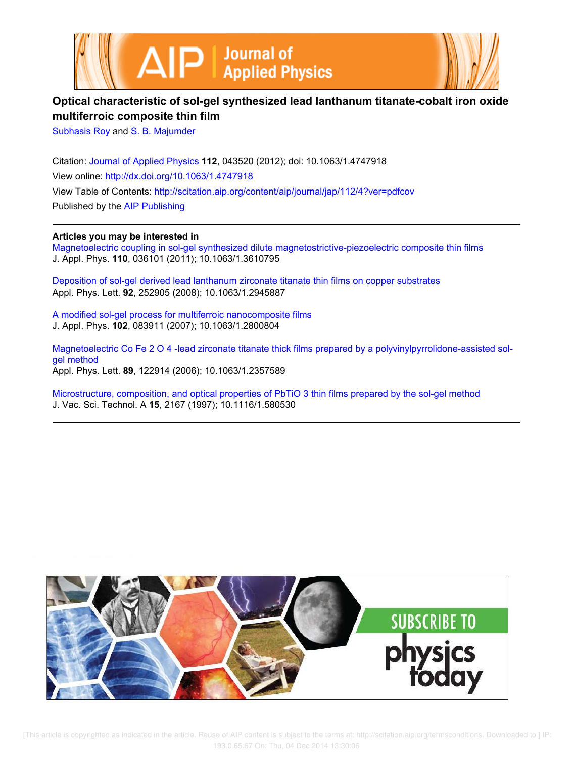# Optical characteristic of sol-gel synthesized lead lanthanum titanate-cobalt iron oxide multiferroic composite thin film

Subhasis Roy and S. B. Majumder

Citation: Journal of Applied Physics **112**, 043520 (2012); doi: 10.1063/1.4747918

View online: http://dx.doi.org/10.1063/1.4747918

View Table of Contents: http://scitation.aip.org/content/aip/journal/jap/112/4?ver=pdfcov

Published by the AIP Publishing

---

**Articles you may be interested in**

Magnetoelectric coupling in sol-gel synthesized dilute magnetostrictive-piezoelectric composite thin films
J. Appl. Phys. **110**, 036101 (2011); 10.1063/1.3610795

Deposition of sol-gel derived lead lanthanum zirconate titanate thin films on copper substrates
Appl. Phys. Lett. **92**, 252905 (2008); 10.1063/1.2945887

A modified sol-gel process for multiferroic nanocomposite films
J. Appl. Phys. **102**, 083911 (2007); 10.1063/1.2800804

Magnetoelectric Co Fe 2 O 4 -lead zirconate titanate thick films prepared by a polyvinylpyrrolidone-assisted sol-gel method
Appl. Phys. Lett. **89**, 122914 (2006); 10.1063/1.2357589

Microstructure, composition, and optical properties of PbTiO 3 thin films prepared by the sol-gel method
J. Vac. Sci. Technol. A **15**, 2167 (1997); 10.1116/1.580530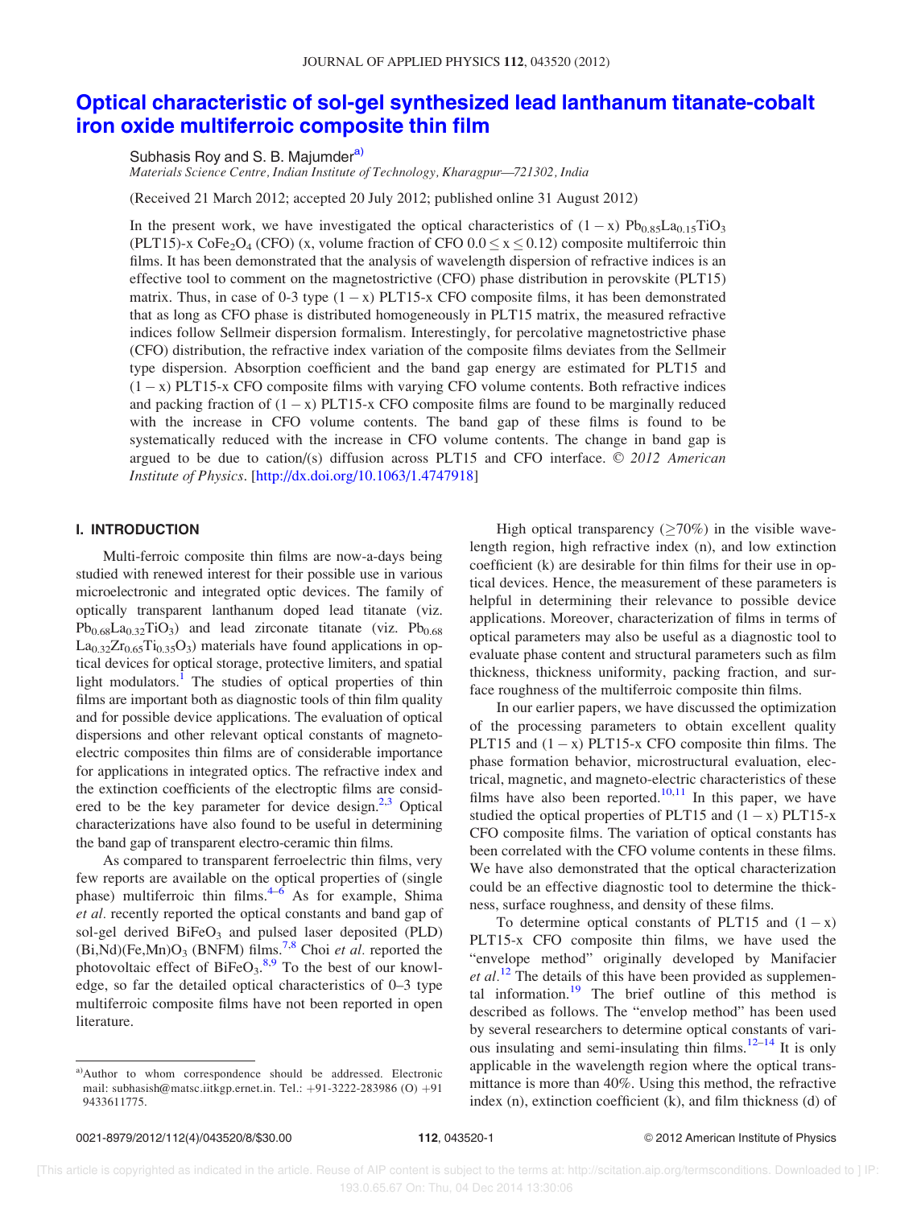# Optical characteristic of sol-gel synthesized lead lanthanum titanate-cobalt iron oxide multiferroic composite thin film

Subhasis Roy and S. B. Majumder[a)]

*Materials Science Centre, Indian Institute of Technology, Kharagpur—721302, India*

(Received 21 March 2012; accepted 20 July 2012; published online 31 August 2012)

In the present work, we have investigated the optical characteristics of $(1-x)$ $Pb_{0.85}La_{0.15}TiO_3$ (PLT15)-x $CoFe_2O_4$ (CFO) (x, volume fraction of CFO $0.0 \leq x \leq 0.12$) composite multiferroic thin films. It has been demonstrated that the analysis of wavelength dispersion of refractive indices is an effective tool to comment on the magnetostrictive (CFO) phase distribution in perovskite (PLT15) matrix. Thus, in case of 0-3 type $(1-x)$ PLT15-x CFO composite films, it has been demonstrated that as long as CFO phase is distributed homogeneously in PLT15 matrix, the measured refractive indices follow Sellmeir dispersion formalism. Interestingly, for percolative magnetostrictive phase (CFO) distribution, the refractive index variation of the composite films deviates from the Sellmeir type dispersion. Absorption coefficient and the band gap energy are estimated for PLT15 and $(1-x)$ PLT15-x CFO composite films with varying CFO volume contents. Both refractive indices and packing fraction of $(1-x)$ PLT15-x CFO composite films are found to be marginally reduced with the increase in CFO volume contents. The band gap of these films is found to be systematically reduced with the increase in CFO volume contents. The change in band gap is argued to be due to cation/(s) diffusion across PLT15 and CFO interface. © *2012 American Institute of Physics*. [http://dx.doi.org/10.1063/1.4747918]

## I. INTRODUCTION

Multi-ferroic composite thin films are now-a-days being studied with renewed interest for their possible use in various microelectronic and integrated optic devices. The family of optically transparent lanthanum doped lead titanate (viz. $Pb_{0.68}La_{0.32}TiO_3$) and lead zirconate titanate (viz. $Pb_{0.68}La_{0.32}Zr_{0.65}Ti_{0.35}O_3$) materials have found applications in optical devices for optical storage, protective limiters, and spatial light modulators.[1] The studies of optical properties of thin films are important both as diagnostic tools of thin film quality and for possible device applications. The evaluation of optical dispersions and other relevant optical constants of magneto-electric composites thin films are of considerable importance for applications in integrated optics. The refractive index and the extinction coefficients of the electroptic films are considered to be the key parameter for device design.[2,3] Optical characterizations have also found to be useful in determining the band gap of transparent electro-ceramic thin films.

As compared to transparent ferroelectric thin films, very few reports are available on the optical properties of (single phase) multiferroic thin films.[4–6] As for example, Shima *et al.* recently reported the optical constants and band gap of sol-gel derived $BiFeO_3$ and pulsed laser deposited (PLD) (Bi,Nd)(Fe,Mn)$O_3$ (BNFM) films.[7,8] Choi *et al.* reported the photovoltaic effect of $BiFeO_3$.[8,9] To the best of our knowledge, so far the detailed optical characteristics of 0–3 type multiferroic composite films have not been reported in open literature.

High optical transparency ($\geq$70%) in the visible wavelength region, high refractive index (n), and low extinction coefficient (k) are desirable for thin films for their use in optical devices. Hence, the measurement of these parameters is helpful in determining their relevance to possible device applications. Moreover, characterization of films in terms of optical parameters may also be useful as a diagnostic tool to evaluate phase content and structural parameters such as film thickness, thickness uniformity, packing fraction, and surface roughness of the multiferroic composite thin films.

In our earlier papers, we have discussed the optimization of the processing parameters to obtain excellent quality PLT15 and $(1-x)$ PLT15-x CFO composite thin films. The phase formation behavior, microstructural evaluation, electrical, magnetic, and magneto-electric characteristics of these films have also been reported.[10,11] In this paper, we have studied the optical properties of PLT15 and $(1-x)$ PLT15-x CFO composite films. The variation of optical constants has been correlated with the CFO volume contents in these films. We have also demonstrated that the optical characterization could be an effective diagnostic tool to determine the thickness, surface roughness, and density of these films.

To determine optical constants of PLT15 and $(1-x)$ PLT15-x CFO composite thin films, we have used the "envelope method" originally developed by Manifacier *et al.*[12] The details of this have been provided as supplemental information.[19] The brief outline of this method is described as follows. The "envelop method" has been used by several researchers to determine optical constants of various insulating and semi-insulating thin films.[12–14] It is only applicable in the wavelength region where the optical transmittance is more than 40%. Using this method, the refractive index (n), extinction coefficient (k), and film thickness (d) of

---

a)Author to whom correspondence should be addressed. Electronic mail: subhasish@matsc.iitkgp.ernet.in. Tel.: +91-3222-283986 (O) +91 9433611775.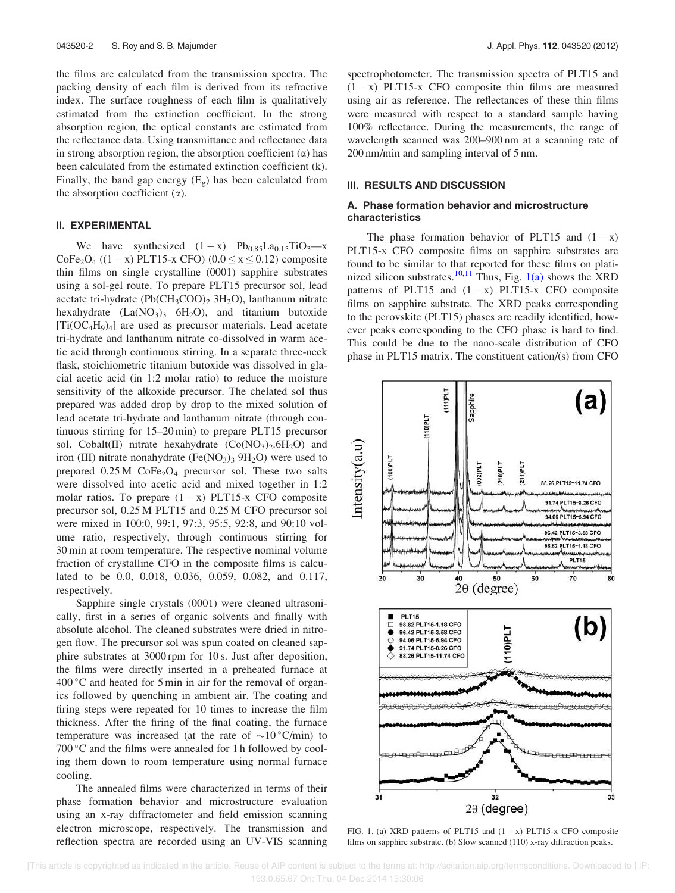the films are calculated from the transmission spectra. The packing density of each film is derived from its refractive index. The surface roughness of each film is qualitatively estimated from the extinction coefficient. In the strong absorption region, the optical constants are estimated from the reflectance data. Using transmittance and reflectance data in strong absorption region, the absorption coefficient ($\alpha$) has been calculated from the estimated extinction coefficient (k). Finally, the band gap energy ($E_g$) has been calculated from the absorption coefficient ($\alpha$).

## II. EXPERIMENTAL

We have synthesized $(1-x)$ $Pb_{0.85}La_{0.15}TiO_3$—x $CoFe_2O_4$ ((1 − x) PLT15-x CFO) ($0.0 \leq x \leq 0.12$) composite thin films on single crystalline (0001) sapphire substrates using a sol-gel route. To prepare PLT15 precursor sol, lead acetate tri-hydrate ($Pb(CH_3COO)_2$ $3H_2O$), lanthanum nitrate hexahydrate ($La(NO_3)_3$ $6H_2O$), and titanium butoxide [$Ti(OC_4H_9)_4$] are used as precursor materials. Lead acetate tri-hydrate and lanthanum nitrate co-dissolved in warm acetic acid through continuous stirring. In a separate three-neck flask, stoichiometric titanium butoxide was dissolved in glacial acetic acid (in 1:2 molar ratio) to reduce the moisture sensitivity of the alkoxide precursor. The chelated sol thus prepared was added drop by drop to the mixed solution of lead acetate tri-hydrate and lanthanum nitrate (through continuous stirring for 15–20 min) to prepare PLT15 precursor sol. Cobalt(II) nitrate hexahydrate ($Co(NO_3)_2.6H_2O$) and iron (III) nitrate nonahydrate ($Fe(NO_3)_3$ $9H_2O$) were used to prepared 0.25 M $CoFe_2O_4$ precursor sol. These two salts were dissolved into acetic acid and mixed together in 1:2 molar ratios. To prepare $(1-x)$ PLT15-x CFO composite precursor sol, 0.25 M PLT15 and 0.25 M CFO precursor sol were mixed in 100:0, 99:1, 97:3, 95:5, 92:8, and 90:10 volume ratio, respectively, through continuous stirring for 30 min at room temperature. The respective nominal volume fraction of crystalline CFO in the composite films is calculated to be 0.0, 0.018, 0.036, 0.059, 0.082, and 0.117, respectively.

Sapphire single crystals (0001) were cleaned ultrasonically, first in a series of organic solvents and finally with absolute alcohol. The cleaned substrates were dried in nitrogen flow. The precursor sol was spun coated on cleaned sapphire substrates at 3000 rpm for 10 s. Just after deposition, the films were directly inserted in a preheated furnace at 400 °C and heated for 5 min in air for the removal of organics followed by quenching in ambient air. The coating and firing steps were repeated for 10 times to increase the film thickness. After the firing of the final coating, the furnace temperature was increased (at the rate of ∼10 °C/min) to 700 °C and the films were annealed for 1 h followed by cooling them down to room temperature using normal furnace cooling.

The annealed films were characterized in terms of their phase formation behavior and microstructure evaluation using an x-ray diffractometer and field emission scanning electron microscope, respectively. The transmission and reflection spectra are recorded using an UV-VIS scanning spectrophotometer. The transmission spectra of PLT15 and $(1-x)$ PLT15-x CFO composite thin films are measured using air as reference. The reflectances of these thin films were measured with respect to a standard sample having 100% reflectance. During the measurements, the range of wavelength scanned was 200–900 nm at a scanning rate of 200 nm/min and sampling interval of 5 nm.

## III. RESULTS AND DISCUSSION

### A. Phase formation behavior and microstructure characteristics

The phase formation behavior of PLT15 and $(1-x)$ PLT15-x CFO composite films on sapphire substrates are found to be similar to that reported for these films on platinized silicon substrates.[10,11] Thus, Fig. 1(a) shows the XRD patterns of PLT15 and $(1-x)$ PLT15-x CFO composite films on sapphire substrate. The XRD peaks corresponding to the perovskite (PLT15) phases are readily identified, however peaks corresponding to the CFO phase is hard to find. This could be due to the nano-scale distribution of CFO phase in PLT15 matrix. The constituent cation/(s) from CFO

FIG. 1. (a) XRD patterns of PLT15 and $(1-x)$ PLT15-x CFO composite films on sapphire substrate. (b) Slow scanned (110) x-ray diffraction peaks.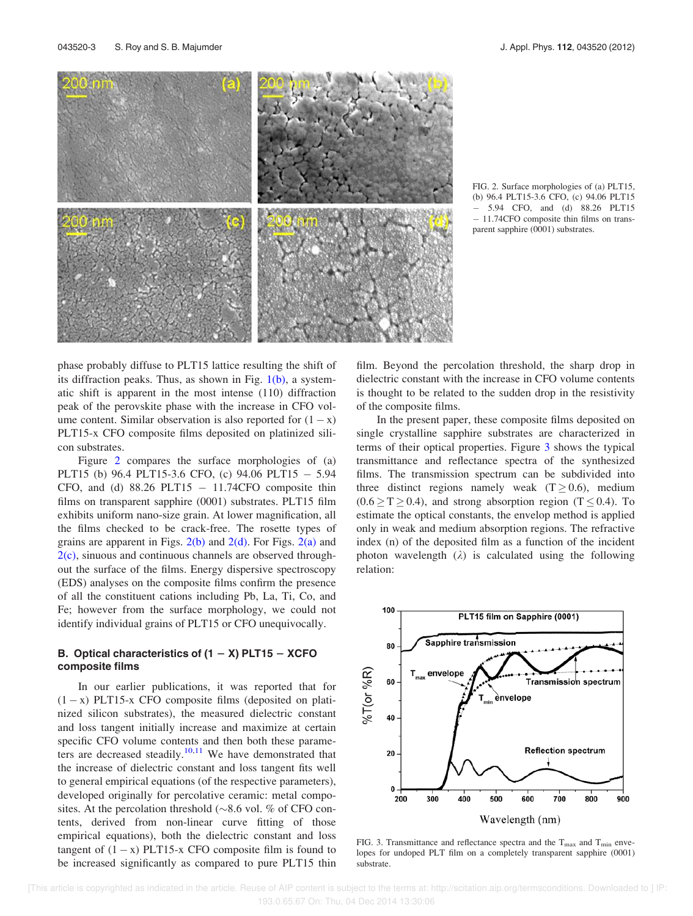FIG. 2. Surface morphologies of (a) PLT15, (b) 96.4 PLT15-3.6 CFO, (c) 94.06 PLT15 − 5.94 CFO, and (d) 88.26 PLT15 − 11.74CFO composite thin films on transparent sapphire (0001) substrates.

phase probably diffuse to PLT15 lattice resulting the shift of its diffraction peaks. Thus, as shown in Fig. 1(b), a systematic shift is apparent in the most intense (110) diffraction peak of the perovskite phase with the increase in CFO volume content. Similar observation is also reported for $(1-x)$ PLT15-x CFO composite films deposited on platinized silicon substrates.

Figure 2 compares the surface morphologies of (a) PLT15 (b) 96.4 PLT15-3.6 CFO, (c) 94.06 PLT15 − 5.94 CFO, and (d) 88.26 PLT15 − 11.74CFO composite thin films on transparent sapphire (0001) substrates. PLT15 film exhibits uniform nano-size grain. At lower magnification, all the films checked to be crack-free. The rosette types of grains are apparent in Figs. 2(b) and 2(d). For Figs. 2(a) and 2(c), sinuous and continuous channels are observed throughout the surface of the films. Energy dispersive spectroscopy (EDS) analyses on the composite films confirm the presence of all the constituent cations including Pb, La, Ti, Co, and Fe; however from the surface morphology, we could not identify individual grains of PLT15 or CFO unequivocally.

### B. Optical characteristics of (1 − X) PLT15 − XCFO composite films

In our earlier publications, it was reported that for $(1-x)$ PLT15-x CFO composite films (deposited on platinized silicon substrates), the measured dielectric constant and loss tangent initially increase and maximize at certain specific CFO volume contents and then both these parameters are decreased steadily.[10,11] We have demonstrated that the increase of dielectric constant and loss tangent fits well to general empirical equations (of the respective parameters), developed originally for percolative ceramic: metal composites. At the percolation threshold (~8.6 vol. % of CFO contents, derived from non-linear curve fitting of those empirical equations), both the dielectric constant and loss tangent of $(1-x)$ PLT15-x CFO composite film is found to be increased significantly as compared to pure PLT15 thin film. Beyond the percolation threshold, the sharp drop in dielectric constant with the increase in CFO volume contents is thought to be related to the sudden drop in the resistivity of the composite films.

In the present paper, these composite films deposited on single crystalline sapphire substrates are characterized in terms of their optical properties. Figure 3 shows the typical transmittance and reflectance spectra of the synthesized films. The transmission spectrum can be subdivided into three distinct regions namely weak $(T \geq 0.6)$, medium $(0.6 \geq T \geq 0.4)$, and strong absorption region $(T \leq 0.4)$. To estimate the optical constants, the envelop method is applied only in weak and medium absorption regions. The refractive index (n) of the deposited film as a function of the incident photon wavelength $(\lambda)$ is calculated using the following relation:

FIG. 3. Transmittance and reflectance spectra and the $T_{max}$ and $T_{min}$ envelopes for undoped PLT film on a completely transparent sapphire (0001) substrate.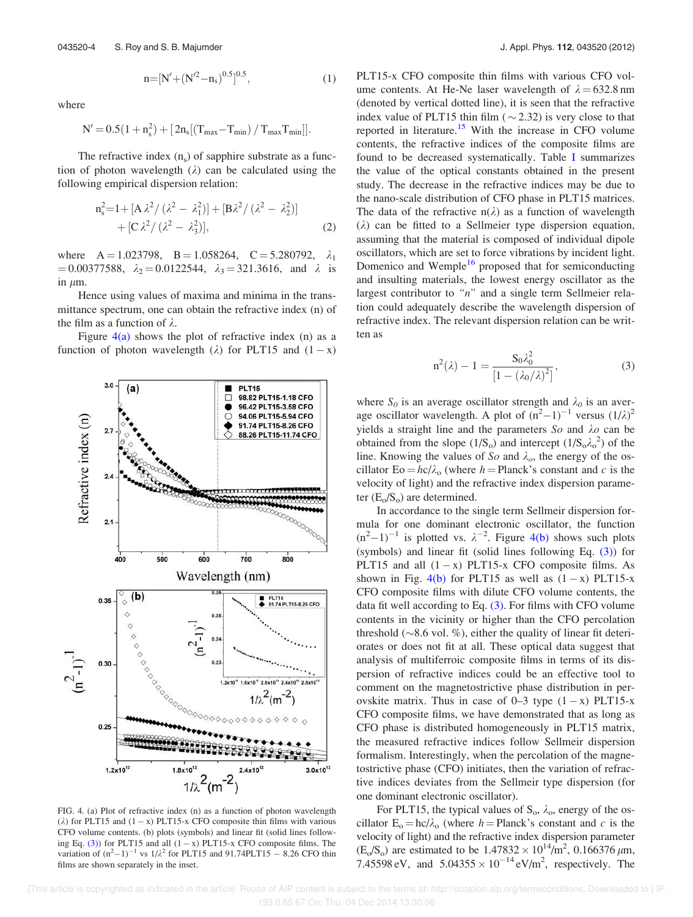$$n = [N' + (N'^2 - n_s)^{0.5}]^{0.5}, \qquad (1)$$

where

$$N' = 0.5(1 + n_s^2) + [2n_s[(T_{max} - T_{min}) / T_{max}T_{min}]].$$

The refractive index ($n_s$) of sapphire substrate as a function of photon wavelength ($\lambda$) can be calculated using the following empirical dispersion relation:

$$n_s^2 = 1 + [A\lambda^2/(\lambda^2 - \lambda_1^2)] + [B\lambda^2/(\lambda^2 - \lambda_2^2)] + [C\lambda^2/(\lambda^2 - \lambda_3^2)], \qquad (2)$$

where $A = 1.023798$, $B = 1.058264$, $C = 5.280792$, $\lambda_1 = 0.00377588$, $\lambda_2 = 0.0122544$, $\lambda_3 = 321.3616$, and $\lambda$ is in $\mu$m.

Hence using values of maxima and minima in the transmittance spectrum, one can obtain the refractive index (n) of the film as a function of $\lambda$.

Figure 4(a) shows the plot of refractive index (n) as a function of photon wavelength ($\lambda$) for PLT15 and $(1-x)$ PLT15-x CFO composite thin films with various CFO volume contents. At He-Ne laser wavelength of $\lambda = 632.8$ nm (denoted by vertical dotted line), it is seen that the refractive index value of PLT15 thin film ($\sim 2.32$) is very close to that reported in literature.[15] With the increase in CFO volume contents, the refractive indices of the composite films are found to be decreased systematically. Table I summarizes the value of the optical constants obtained in the present study. The decrease in the refractive indices may be due to the nano-scale distribution of CFO phase in PLT15 matrices. The data of the refractive $n(\lambda)$ as a function of wavelength ($\lambda$) can be fitted to a Sellmeier type dispersion equation, assuming that the material is composed of individual dipole oscillators, which are set to force vibrations by incident light. Domenico and Wemple[16] proposed that for semiconducting and insulting materials, the lowest energy oscillator as the largest contributor to "n" and a single term Sellmeier relation could adequately describe the wavelength dispersion of refractive index. The relevant dispersion relation can be written as

$$n^2(\lambda) - 1 = \frac{S_0\lambda_0^2}{[1 - (\lambda_0/\lambda)^2]}, \qquad (3)$$

where $S_0$ is an average oscillator strength and $\lambda_0$ is an average oscillator wavelength. A plot of $(n^2-1)^{-1}$ versus $(1/\lambda)^2$ yields a straight line and the parameters $S_o$ and $\lambda_o$ can be obtained from the slope $(1/S_o)$ and intercept $(1/S_o\lambda_o^2)$ of the line. Knowing the values of $S_o$ and $\lambda_o$, the energy of the oscillator $E_o = hc/\lambda_o$ (where $h$ = Planck's constant and $c$ is the velocity of light) and the refractive index dispersion parameter $(E_o/S_o)$ are determined.

In accordance to the single term Sellmeir dispersion formula for one dominant electronic oscillator, the function $(n^2-1)^{-1}$ is plotted vs. $\lambda^{-2}$. Figure 4(b) shows such plots (symbols) and linear fit (solid lines following Eq. (3)) for PLT15 and all $(1-x)$ PLT15-x CFO composite films. As shown in Fig. 4(b) for PLT15 as well as $(1-x)$ PLT15-x CFO composite films with dilute CFO volume contents, the data fit well according to Eq. (3). For films with CFO volume contents in the vicinity or higher than the CFO percolation threshold ($\sim$8.6 vol. %), either the quality of linear fit deteriorates or does not fit at all. These optical data suggest that analysis of multiferroic composite films in terms of its dispersion of refractive indices could be an effective tool to comment on the magnetostrictive phase distribution in perovskite matrix. Thus in case of 0–3 type $(1-x)$ PLT15-x CFO composite films, we have demonstrated that as long as CFO phase is distributed homogeneously in PLT15 matrix, the measured refractive indices follow Sellmeir dispersion formalism. Interestingly, when the percolation of the magnetostrictive phase (CFO) initiates, then the variation of refractive indices deviates from the Sellmeir type dispersion (for one dominant electronic oscillator).

For PLT15, the typical values of $S_o$, $\lambda_o$, energy of the oscillator $E_o = hc/\lambda_o$ (where $h$ = Planck's constant and $c$ is the velocity of light) and the refractive index dispersion parameter $(E_o/S_o)$ are estimated to be $1.47832 \times 10^{14}/\text{m}^2$, $0.166376\ \mu$m, $7.45598$ eV, and $5.04355 \times 10^{-14}$ eV/m$^2$, respectively. The

FIG. 4. (a) Plot of refractive index (n) as a function of photon wavelength ($\lambda$) for PLT15 and $(1-x)$ PLT15-x CFO composite thin films with various CFO volume contents. (b) plots (symbols) and linear fit (solid lines following Eq. (3)) for PLT15 and all $(1-x)$ PLT15-x CFO composite films. The variation of $(n^2-1)^{-1}$ vs $1/\lambda^2$ for PLT15 and 91.74PLT15 − 8.26 CFO thin films are shown separately in the inset.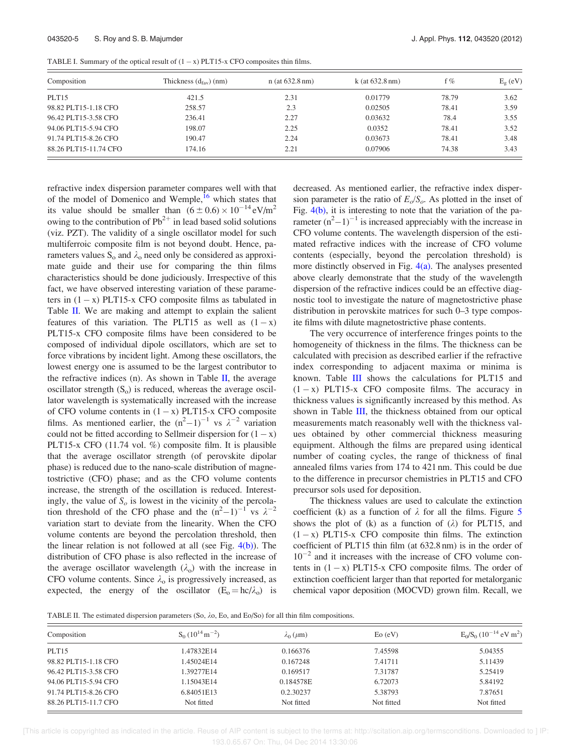TABLE I. Summary of the optical result of (1 − x) PLT15-x CFO composites thin films.

| Composition | Thickness ($d_{fav}$) (nm) | n (at 632.8 nm) | k (at 632.8 nm) | f % | $E_g$ (eV) |
|---|---|---|---|---|---|
| PLT15 | 421.5 | 2.31 | 0.01779 | 78.79 | 3.62 |
| 98.82 PLT15-1.18 CFO | 258.57 | 2.3 | 0.02505 | 78.41 | 3.59 |
| 96.42 PLT15-3.58 CFO | 236.41 | 2.27 | 0.03632 | 78.4 | 3.55 |
| 94.06 PLT15-5.94 CFO | 198.07 | 2.25 | 0.0352 | 78.41 | 3.52 |
| 91.74 PLT15-8.26 CFO | 190.47 | 2.24 | 0.03673 | 78.41 | 3.48 |
| 88.26 PLT15-11.74 CFO | 174.16 | 2.21 | 0.07906 | 74.38 | 3.43 |

refractive index dispersion parameter compares well with that of the model of Domenico and Wemple,[16] which states that its value should be smaller than $(6 \pm 0.6) \times 10^{-14}\,\text{eV/m}^2$ owing to the contribution of $Pb^{2+}$ in lead based solid solutions (viz. PZT). The validity of a single oscillator model for such multiferroic composite film is not beyond doubt. Hence, parameters values $S_o$ and $\lambda_o$ need only be considered as approximate guide and their use for comparing the thin films characteristics should be done judiciously. Irrespective of this fact, we have observed interesting variation of these parameters in (1 − x) PLT15-x CFO composite films as tabulated in Table II. We are making and attempt to explain the salient features of this variation. The PLT15 as well as (1 − x) PLT15-x CFO composite films have been considered to be composed of individual dipole oscillators, which are set to force vibrations by incident light. Among these oscillators, the lowest energy one is assumed to be the largest contributor to the refractive indices (n). As shown in Table II, the average oscillator strength ($S_o$) is reduced, whereas the average oscillator wavelength is systematically increased with the increase of CFO volume contents in (1 − x) PLT15-x CFO composite films. As mentioned earlier, the $(n^2-1)^{-1}$ vs $\lambda^{-2}$ variation could not be fitted according to Sellmeir dispersion for (1 − x) PLT15-x CFO (11.74 vol. %) composite film. It is plausible that the average oscillator strength (of perovskite dipolar phase) is reduced due to the nano-scale distribution of magnetostrictive (CFO) phase; and as the CFO volume contents increase, the strength of the oscillation is reduced. Interestingly, the value of $S_o$ is lowest in the vicinity of the percolation threshold of the CFO phase and the $(n^2-1)^{-1}$ vs $\lambda^{-2}$ variation start to deviate from the linearity. When the CFO volume contents are beyond the percolation threshold, then the linear relation is not followed at all (see Fig. 4(b)). The distribution of CFO phase is also reflected in the increase of the average oscillator wavelength ($\lambda_o$) with the increase in CFO volume contents. Since $\lambda_o$ is progressively increased, as expected, the energy of the oscillator ($E_o = hc/\lambda_o$) is decreased. As mentioned earlier, the refractive index dispersion parameter is the ratio of $E_o/S_o$. As plotted in the inset of Fig. 4(b), it is interesting to note that the variation of the parameter $(n^2-1)^{-1}$ is increased appreciably with the increase in CFO volume contents. The wavelength dispersion of the estimated refractive indices with the increase of CFO volume contents (especially, beyond the percolation threshold) is more distinctly observed in Fig. 4(a). The analyses presented above clearly demonstrate that the study of the wavelength dispersion of the refractive indices could be an effective diagnostic tool to investigate the nature of magnetostrictive phase distribution in perovskite matrices for such 0–3 type composite films with dilute magnetostrictive phase contents.

The very occurrence of interference fringes points to the homogeneity of thickness in the films. The thickness can be calculated with precision as described earlier if the refractive index corresponding to adjacent maxima or minima is known. Table III shows the calculations for PLT15 and (1 − x) PLT15-x CFO composite films. The accuracy in thickness values is significantly increased by this method. As shown in Table III, the thickness obtained from our optical measurements match reasonably well with the thickness values obtained by other commercial thickness measuring equipment. Although the films are prepared using identical number of coating cycles, the range of thickness of final annealed films varies from 174 to 421 nm. This could be due to the difference in precursor chemistries in PLT15 and CFO precursor sols used for deposition.

The thickness values are used to calculate the extinction coefficient (k) as a function of $\lambda$ for all the films. Figure 5 shows the plot of (k) as a function of ($\lambda$) for PLT15, and (1 − x) PLT15-x CFO composite thin films. The extinction coefficient of PLT15 thin film (at 632.8 nm) is in the order of $10^{-2}$ and it increases with the increase of CFO volume contents in (1 − x) PLT15-x CFO composite films. The order of extinction coefficient larger than that reported for metalorganic chemical vapor deposition (MOCVD) grown film. Recall, we

TABLE II. The estimated dispersion parameters (So, $\lambda$o, Eo, and Eo/So) for all thin film compositions.

| Composition | $S_0$ ($10^{14}\,\text{m}^{-2}$) | $\lambda_0$ ($\mu$m) | Eo (eV) | $E_0/S_0$ ($10^{-14}$ eV m$^2$) |
|---|---|---|---|---|
| PLT15 | 1.47832E14 | 0.166376 | 7.45598 | 5.04355 |
| 98.82 PLT15-1.18 CFO | 1.45024E14 | 0.167248 | 7.41711 | 5.11439 |
| 96.42 PLT15-3.58 CFO | 1.39277E14 | 0.169517 | 7.31787 | 5.25419 |
| 94.06 PLT15-5.94 CFO | 1.15043E14 | 0.184578E | 6.72073 | 5.84192 |
| 91.74 PLT15-8.26 CFO | 6.84051E13 | 0.2.30237 | 5.38793 | 7.87651 |
| 88.26 PLT15-11.7 CFO | Not fitted | Not fitted | Not fitted | Not fitted |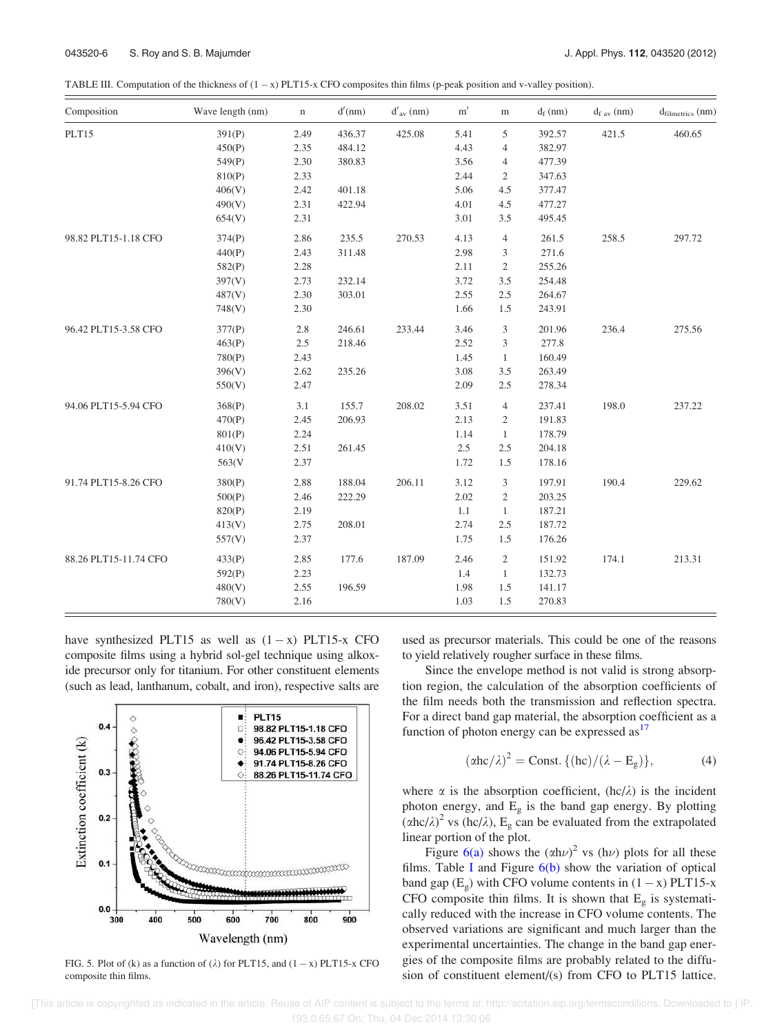TABLE III. Computation of the thickness of (1 − x) PLT15-x CFO composites thin films (p-peak position and v-valley position).

| Composition | Wave length (nm) | n | d′(nm) | $d'_{av}$ (nm) | m′ | m | $d_f$ (nm) | $d_{f\ av}$ (nm) | $d_{filmetrics}$ (nm) |
|---|---|---|---|---|---|---|---|---|---|
| PLT15 | 391(P) | 2.49 | 436.37 | 425.08 | 5.41 | 5 | 392.57 | 421.5 | 460.65 |
| | 450(P) | 2.35 | 484.12 | | 4.43 | 4 | 382.97 | | |
| | 549(P) | 2.30 | 380.83 | | 3.56 | 4 | 477.39 | | |
| | 810(P) | 2.33 | | | 2.44 | 2 | 347.63 | | |
| | 406(V) | 2.42 | 401.18 | | 5.06 | 4.5 | 377.47 | | |
| | 490(V) | 2.31 | 422.94 | | 4.01 | 4.5 | 477.27 | | |
| | 654(V) | 2.31 | | | 3.01 | 3.5 | 495.45 | | |
| 98.82 PLT15-1.18 CFO | 374(P) | 2.86 | 235.5 | 270.53 | 4.13 | 4 | 261.5 | 258.5 | 297.72 |
| | 440(P) | 2.43 | 311.48 | | 2.98 | 3 | 271.6 | | |
| | 582(P) | 2.28 | | | 2.11 | 2 | 255.26 | | |
| | 397(V) | 2.73 | 232.14 | | 3.72 | 3.5 | 254.48 | | |
| | 487(V) | 2.30 | 303.01 | | 2.55 | 2.5 | 264.67 | | |
| | 748(V) | 2.30 | | | 1.66 | 1.5 | 243.91 | | |
| 96.42 PLT15-3.58 CFO | 377(P) | 2.8 | 246.61 | 233.44 | 3.46 | 3 | 201.96 | 236.4 | 275.56 |
| | 463(P) | 2.5 | 218.46 | | 2.52 | 3 | 277.8 | | |
| | 780(P) | 2.43 | | | 1.45 | 1 | 160.49 | | |
| | 396(V) | 2.62 | 235.26 | | 3.08 | 3.5 | 263.49 | | |
| | 550(V) | 2.47 | | | 2.09 | 2.5 | 278.34 | | |
| 94.06 PLT15-5.94 CFO | 368(P) | 3.1 | 155.7 | 208.02 | 3.51 | 4 | 237.41 | 198.0 | 237.22 |
| | 470(P) | 2.45 | 206.93 | | 2.13 | 2 | 191.83 | | |
| | 801(P) | 2.24 | | | 1.14 | 1 | 178.79 | | |
| | 410(V) | 2.51 | 261.45 | | 2.5 | 2.5 | 204.18 | | |
| | 563(V | 2.37 | | | 1.72 | 1.5 | 178.16 | | |
| 91.74 PLT15-8.26 CFO | 380(P) | 2.88 | 188.04 | 206.11 | 3.12 | 3 | 197.91 | 190.4 | 229.62 |
| | 500(P) | 2.46 | 222.29 | | 2.02 | 2 | 203.25 | | |
| | 820(P) | 2.19 | | | 1.1 | 1 | 187.21 | | |
| | 413(V) | 2.75 | 208.01 | | 2.74 | 2.5 | 187.72 | | |
| | 557(V) | 2.37 | | | 1.75 | 1.5 | 176.26 | | |
| 88.26 PLT15-11.74 CFO | 433(P) | 2.85 | 177.6 | 187.09 | 2.46 | 2 | 151.92 | 174.1 | 213.31 |
| | 592(P) | 2.23 | | | 1.4 | 1 | 132.73 | | |
| | 480(V) | 2.55 | 196.59 | | 1.98 | 1.5 | 141.17 | | |
| | 780(V) | 2.16 | | | 1.03 | 1.5 | 270.83 | | |

have synthesized PLT15 as well as (1 − x) PLT15-x CFO composite films using a hybrid sol-gel technique using alkoxide precursor only for titanium. For other constituent elements (such as lead, lanthanum, cobalt, and iron), respective salts are used as precursor materials. This could be one of the reasons to yield relatively rougher surface in these films.

FIG. 5. Plot of (k) as a function of (λ) for PLT15, and (1 − x) PLT15-x CFO composite thin films.

Since the envelope method is not valid is strong absorption region, the calculation of the absorption coefficients of the film needs both the transmission and reflection spectra. For a direct band gap material, the absorption coefficient as a function of photon energy can be expressed as[17]

$$(\alpha hc/\lambda)^2 = \text{Const.}\{(hc)/(\lambda - E_g)\}, \tag{4}$$

where $\alpha$ is the absorption coefficient, $(hc/\lambda)$ is the incident photon energy, and $E_g$ is the band gap energy. By plotting $(\alpha hc/\lambda)^2$ vs $(hc/\lambda)$, $E_g$ can be evaluated from the extrapolated linear portion of the plot.

Figure 6(a) shows the $(\alpha h\nu)^2$ vs $(h\nu)$ plots for all these films. Table I and Figure 6(b) show the variation of optical band gap ($E_g$) with CFO volume contents in (1 − x) PLT15-x CFO composite thin films. It is shown that $E_g$ is systematically reduced with the increase in CFO volume contents. The observed variations are significant and much larger than the experimental uncertainties. The change in the band gap energies of the composite films are probably related to the diffusion of constituent element/(s) from CFO to PLT15 lattice.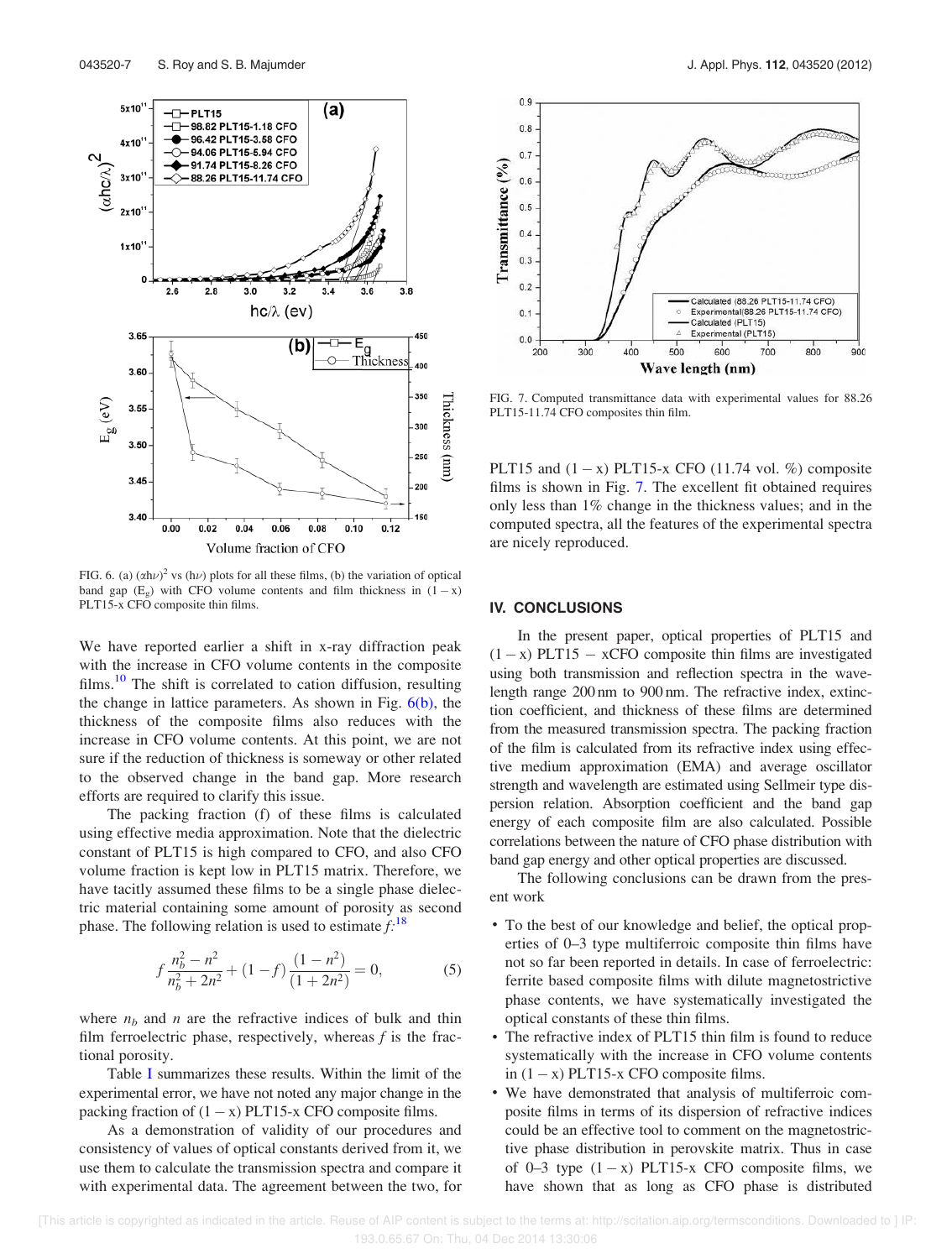FIG. 6. (a) $(\alpha h\nu)^2$ vs $(h\nu)$ plots for all these films, (b) the variation of optical band gap ($E_g$) with CFO volume contents and film thickness in $(1-x)$ PLT15-x CFO composite thin films.

We have reported earlier a shift in x-ray diffraction peak with the increase in CFO volume contents in the composite films.[10] The shift is correlated to cation diffusion, resulting the change in lattice parameters. As shown in Fig. 6(b), the thickness of the composite films also reduces with the increase in CFO volume contents. At this point, we are not sure if the reduction of thickness is someway or other related to the observed change in the band gap. More research efforts are required to clarify this issue.

The packing fraction (f) of these films is calculated using effective media approximation. Note that the dielectric constant of PLT15 is high compared to CFO, and also CFO volume fraction is kept low in PLT15 matrix. Therefore, we have tacitly assumed these films to be a single phase dielectric material containing some amount of porosity as second phase. The following relation is used to estimate $f$:[18]

$$f\frac{n_b^2 - n^2}{n_b^2 + 2n^2} + (1-f)\frac{(1-n^2)}{(1+2n^2)} = 0, \tag{5}$$

where $n_b$ and $n$ are the refractive indices of bulk and thin film ferroelectric phase, respectively, whereas $f$ is the fractional porosity.

Table I summarizes these results. Within the limit of the experimental error, we have not noted any major change in the packing fraction of $(1-x)$ PLT15-x CFO composite films.

As a demonstration of validity of our procedures and consistency of values of optical constants derived from it, we use them to calculate the transmission spectra and compare it with experimental data. The agreement between the two, for PLT15 and $(1-x)$ PLT15-x CFO (11.74 vol. %) composite films is shown in Fig. 7. The excellent fit obtained requires only less than 1% change in the thickness values; and in the computed spectra, all the features of the experimental spectra are nicely reproduced.

FIG. 7. Computed transmittance data with experimental values for 88.26 PLT15-11.74 CFO composites thin film.

## IV. CONCLUSIONS

In the present paper, optical properties of PLT15 and $(1-x)$ PLT15 − xCFO composite thin films are investigated using both transmission and reflection spectra in the wavelength range 200 nm to 900 nm. The refractive index, extinction coefficient, and thickness of these films are determined from the measured transmission spectra. The packing fraction of the film is calculated from its refractive index using effective medium approximation (EMA) and average oscillator strength and wavelength are estimated using Sellmeir type dispersion relation. Absorption coefficient and the band gap energy of each composite film are also calculated. Possible correlations between the nature of CFO phase distribution with band gap energy and other optical properties are discussed.

The following conclusions can be drawn from the present work

- To the best of our knowledge and belief, the optical properties of 0–3 type multiferroic composite thin films have not so far been reported in details. In case of ferroelectric: ferrite based composite films with dilute magnetostrictive phase contents, we have systematically investigated the optical constants of these thin films.
- The refractive index of PLT15 thin film is found to reduce systematically with the increase in CFO volume contents in $(1-x)$ PLT15-x CFO composite films.
- We have demonstrated that analysis of multiferroic composite films in terms of its dispersion of refractive indices could be an effective tool to comment on the magnetostrictive phase distribution in perovskite matrix. Thus in case of 0–3 type $(1-x)$ PLT15-x CFO composite films, we have shown that as long as CFO phase is distributed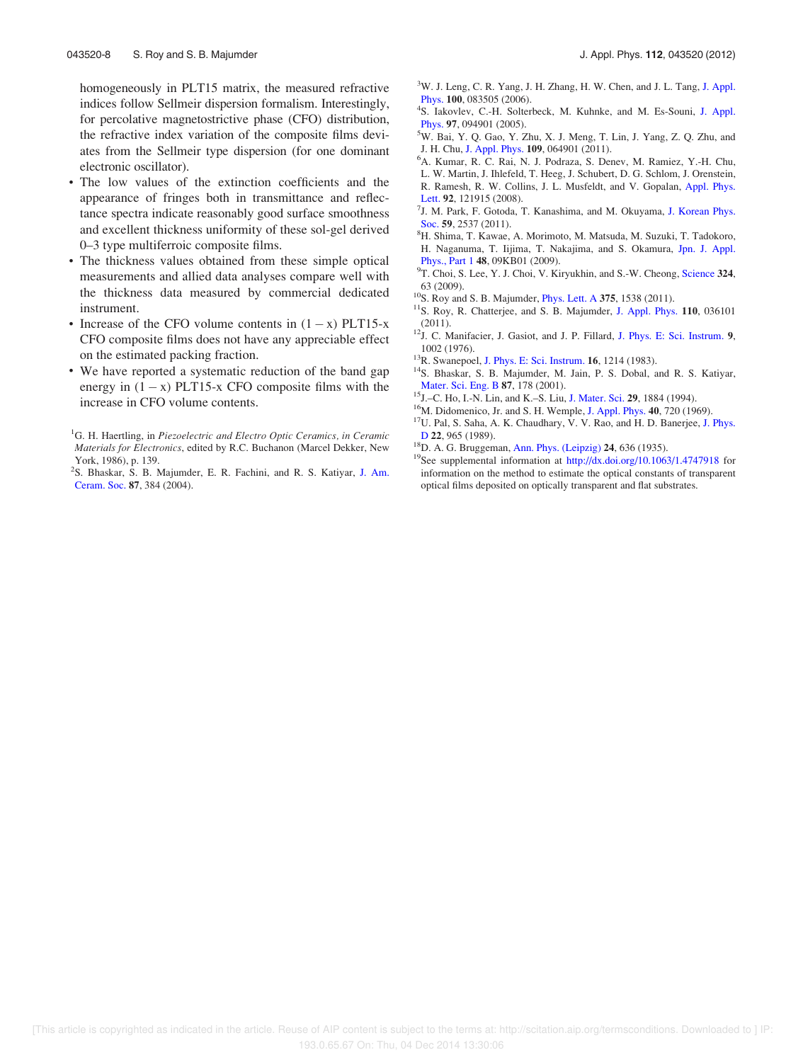homogeneously in PLT15 matrix, the measured refractive indices follow Sellmeir dispersion formalism. Interestingly, for percolative magnetostrictive phase (CFO) distribution, the refractive index variation of the composite films deviates from the Sellmeir type dispersion (for one dominant electronic oscillator).

- The low values of the extinction coefficients and the appearance of fringes both in transmittance and reflectance spectra indicate reasonably good surface smoothness and excellent thickness uniformity of these sol-gel derived 0–3 type multiferroic composite films.
- The thickness values obtained from these simple optical measurements and allied data analyses compare well with the thickness data measured by commercial dedicated instrument.
- Increase of the CFO volume contents in $(1-x)$ PLT15-x CFO composite films does not have any appreciable effect on the estimated packing fraction.
- We have reported a systematic reduction of the band gap energy in $(1-x)$ PLT15-x CFO composite films with the increase in CFO volume contents.

[1] G. H. Haertling, in *Piezoelectric and Electro Optic Ceramics, in Ceramic Materials for Electronics*, edited by R.C. Buchanon (Marcel Dekker, New York, 1986), p. 139.

[2] S. Bhaskar, S. B. Majumder, E. R. Fachini, and R. S. Katiyar, J. Am. Ceram. Soc. **87**, 384 (2004).

[3] W. J. Leng, C. R. Yang, J. H. Zhang, H. W. Chen, and J. L. Tang, J. Appl. Phys. **100**, 083505 (2006).

[4] S. Iakovlev, C.-H. Solterbeck, M. Kuhnke, and M. Es-Souni, J. Appl. Phys. **97**, 094901 (2005).

[5] W. Bai, Y. Q. Gao, Y. Zhu, X. J. Meng, T. Lin, J. Yang, Z. Q. Zhu, and J. H. Chu, J. Appl. Phys. **109**, 064901 (2011).

[6] A. Kumar, R. C. Rai, N. J. Podraza, S. Denev, M. Ramiez, Y.-H. Chu, L. W. Martin, J. Ihlefeld, T. Heeg, J. Schubert, D. G. Schlom, J. Orenstein, R. Ramesh, R. W. Collins, J. L. Musfeldt, and V. Gopalan, Appl. Phys. Lett. **92**, 121915 (2008).

[7] J. M. Park, F. Gotoda, T. Kanashima, and M. Okuyama, J. Korean Phys. Soc. **59**, 2537 (2011).

[8] H. Shima, T. Kawae, A. Morimoto, M. Matsuda, M. Suzuki, T. Tadokoro, H. Naganuma, T. Iijima, T. Nakajima, and S. Okamura, Jpn. J. Appl. Phys., Part 1 **48**, 09KB01 (2009).

[9] T. Choi, S. Lee, Y. J. Choi, V. Kiryukhin, and S.-W. Cheong, Science **324**, 63 (2009).

[10] S. Roy and S. B. Majumder, Phys. Lett. A **375**, 1538 (2011).

[11] S. Roy, R. Chatterjee, and S. B. Majumder, J. Appl. Phys. **110**, 036101 (2011).

[12] J. C. Manifacier, J. Gasiot, and J. P. Fillard, J. Phys. E: Sci. Instrum. **9**, 1002 (1976).

[13] R. Swanepoel, J. Phys. E: Sci. Instrum. **16**, 1214 (1983).

[14] S. Bhaskar, S. B. Majumder, M. Jain, P. S. Dobal, and R. S. Katiyar, Mater. Sci. Eng. B **87**, 178 (2001).

[15] J.–C. Ho, I.-N. Lin, and K.–S. Liu, J. Mater. Sci. **29**, 1884 (1994).

[16] M. Didomenico, Jr. and S. H. Wemple, J. Appl. Phys. **40**, 720 (1969).

[17] U. Pal, S. Saha, A. K. Chaudhary, V. V. Rao, and H. D. Banerjee, J. Phys. D **22**, 965 (1989).

[18] D. A. G. Bruggeman, Ann. Phys. (Leipzig) **24**, 636 (1935).

[19] See supplemental information at http://dx.doi.org/10.1063/1.4747918 for information on the method to estimate the optical constants of transparent optical films deposited on optically transparent and flat substrates.